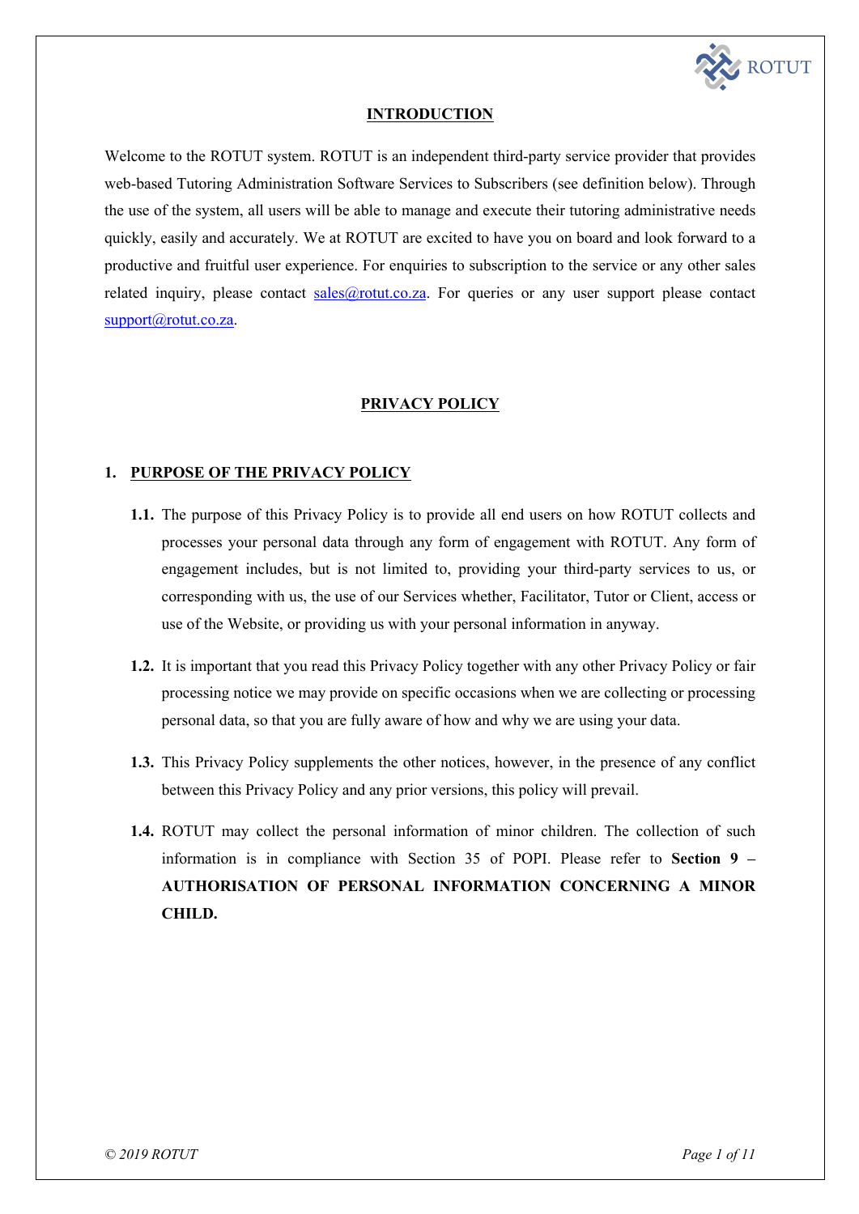## INTRODUCTION

Welcome to the ROTUT system. ROTUT is an independent third-party service provider that provides web-based Tutoring Administration Software Services to Subscribers (see definition below). Through the use of the system, all users will be able to manage and execute their tutoring administrative needs quickly, easily and accurately. We at ROTUT are excited to have you on board and look forward to a productive and fruitful user experience. For enquiries to subscription to the service or any other sales related inquiry, please contact sales@rotut.co.za. For queries or any user support please contact support@rotut.co.za.

## PRIVACY POLICY

### 1. PURPOSE OF THE PRIVACY POLICY

**1.1.** The purpose of this Privacy Policy is to provide all end users on how ROTUT collects and processes your personal data through any form of engagement with ROTUT. Any form of engagement includes, but is not limited to, providing your third-party services to us, or corresponding with us, the use of our Services whether, Facilitator, Tutor or Client, access or use of the Website, or providing us with your personal information in anyway.

**1.2.** It is important that you read this Privacy Policy together with any other Privacy Policy or fair processing notice we may provide on specific occasions when we are collecting or processing personal data, so that you are fully aware of how and why we are using your data.

**1.3.** This Privacy Policy supplements the other notices, however, in the presence of any conflict between this Privacy Policy and any prior versions, this policy will prevail.

**1.4.** ROTUT may collect the personal information of minor children. The collection of such information is in compliance with Section 35 of POPI. Please refer to **Section 9 – AUTHORISATION OF PERSONAL INFORMATION CONCERNING A MINOR CHILD.**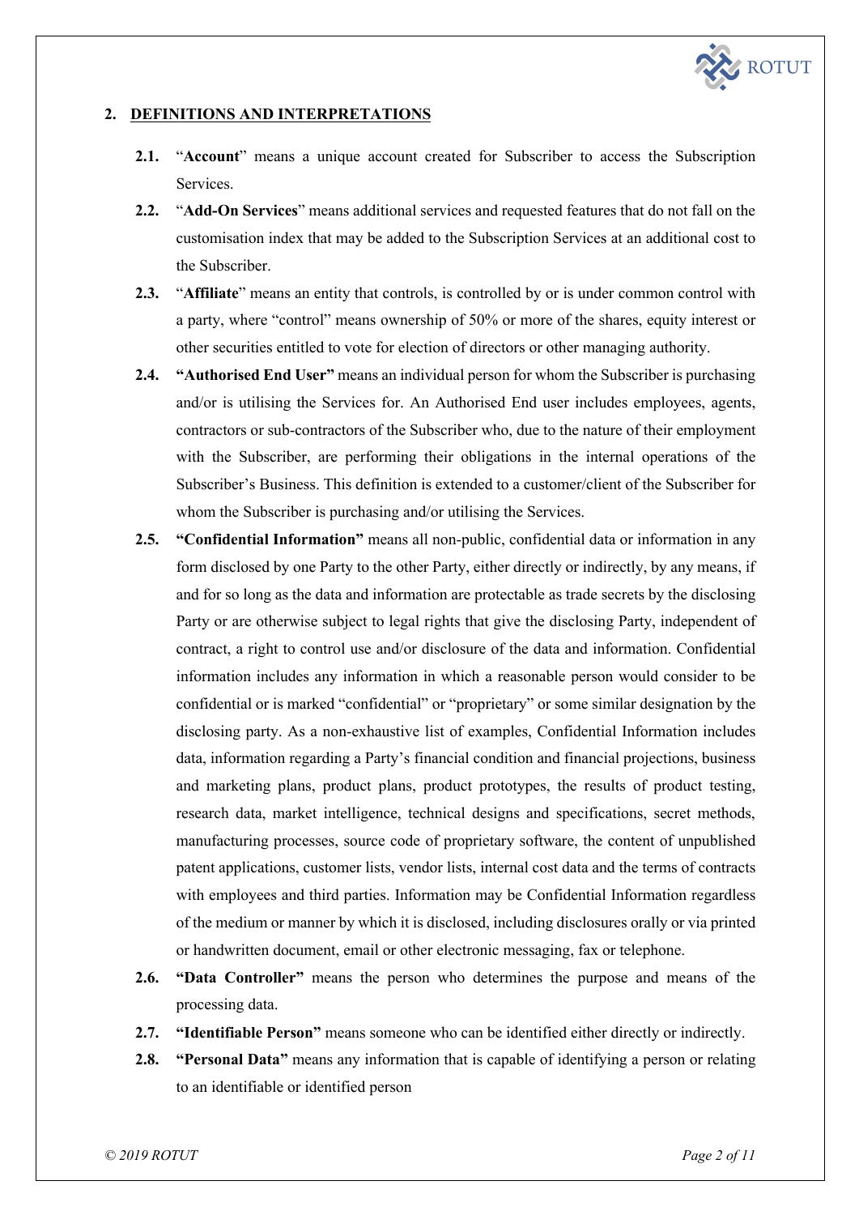## 2. DEFINITIONS AND INTERPRETATIONS

**2.1.** "**Account**" means a unique account created for Subscriber to access the Subscription Services.

**2.2.** "**Add-On Services**" means additional services and requested features that do not fall on the customisation index that may be added to the Subscription Services at an additional cost to the Subscriber.

**2.3.** "**Affiliate**" means an entity that controls, is controlled by or is under common control with a party, where "control" means ownership of 50% or more of the shares, equity interest or other securities entitled to vote for election of directors or other managing authority.

**2.4.** **"Authorised End User"** means an individual person for whom the Subscriber is purchasing and/or is utilising the Services for. An Authorised End user includes employees, agents, contractors or sub-contractors of the Subscriber who, due to the nature of their employment with the Subscriber, are performing their obligations in the internal operations of the Subscriber's Business. This definition is extended to a customer/client of the Subscriber for whom the Subscriber is purchasing and/or utilising the Services.

**2.5.** **"Confidential Information"** means all non-public, confidential data or information in any form disclosed by one Party to the other Party, either directly or indirectly, by any means, if and for so long as the data and information are protectable as trade secrets by the disclosing Party or are otherwise subject to legal rights that give the disclosing Party, independent of contract, a right to control use and/or disclosure of the data and information. Confidential information includes any information in which a reasonable person would consider to be confidential or is marked "confidential" or "proprietary" or some similar designation by the disclosing party. As a non-exhaustive list of examples, Confidential Information includes data, information regarding a Party's financial condition and financial projections, business and marketing plans, product plans, product prototypes, the results of product testing, research data, market intelligence, technical designs and specifications, secret methods, manufacturing processes, source code of proprietary software, the content of unpublished patent applications, customer lists, vendor lists, internal cost data and the terms of contracts with employees and third parties. Information may be Confidential Information regardless of the medium or manner by which it is disclosed, including disclosures orally or via printed or handwritten document, email or other electronic messaging, fax or telephone.

**2.6.** **"Data Controller"** means the person who determines the purpose and means of the processing data.

**2.7.** **"Identifiable Person"** means someone who can be identified either directly or indirectly.

**2.8.** **"Personal Data"** means any information that is capable of identifying a person or relating to an identifiable or identified person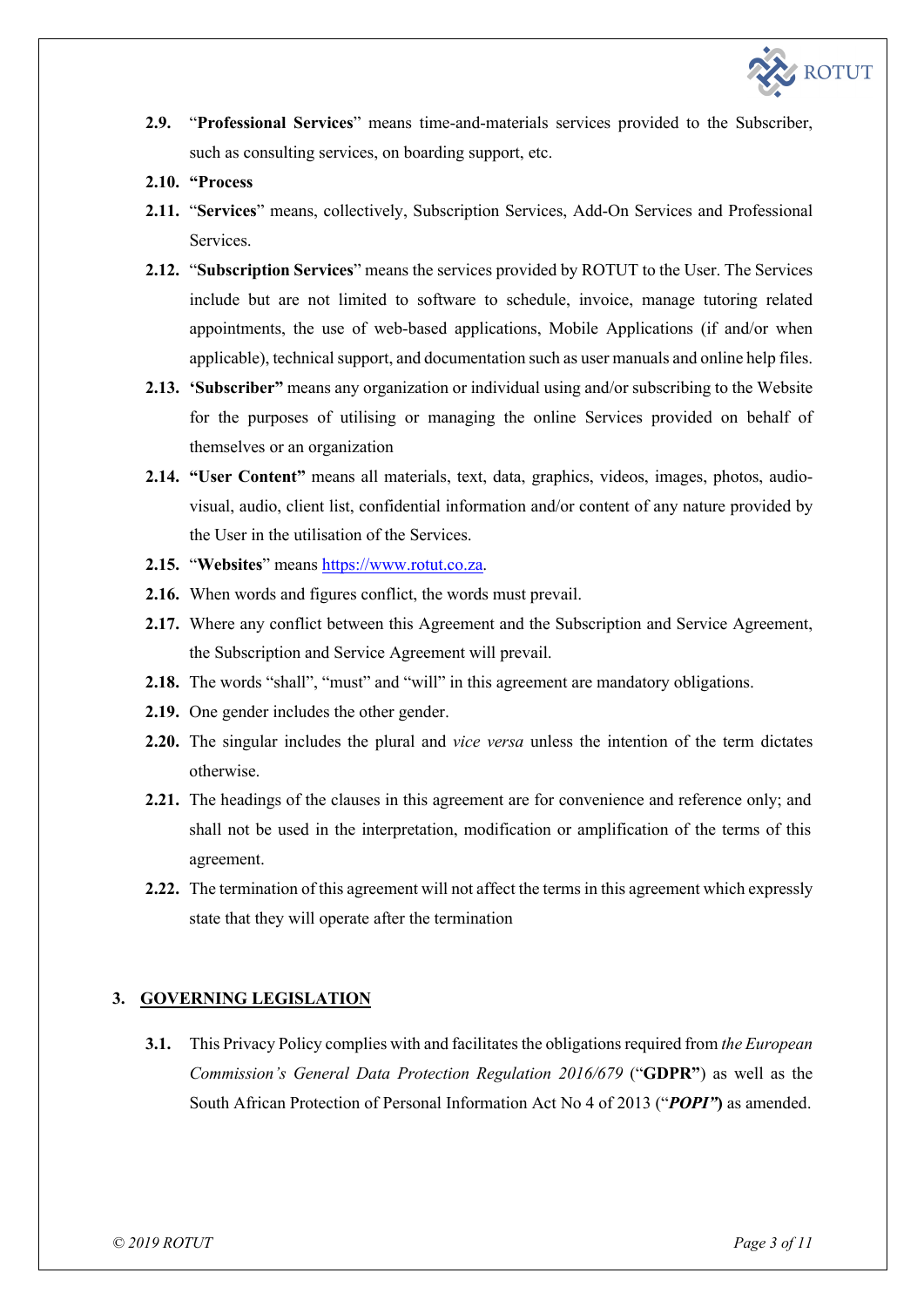**2.9.** "**Professional Services**" means time-and-materials services provided to the Subscriber, such as consulting services, on boarding support, etc.

**2.10.** **"Process**

**2.11.** "**Services**" means, collectively, Subscription Services, Add-On Services and Professional Services.

**2.12.** "**Subscription Services**" means the services provided by ROTUT to the User. The Services include but are not limited to software to schedule, invoice, manage tutoring related appointments, the use of web-based applications, Mobile Applications (if and/or when applicable), technical support, and documentation such as user manuals and online help files.

**2.13.** **'Subscriber"** means any organization or individual using and/or subscribing to the Website for the purposes of utilising or managing the online Services provided on behalf of themselves or an organization

**2.14.** **"User Content"** means all materials, text, data, graphics, videos, images, photos, audio-visual, audio, client list, confidential information and/or content of any nature provided by the User in the utilisation of the Services.

**2.15.** "**Websites**" means [https://www.rotut.co.za](https://www.rotut.co.za).

**2.16.** When words and figures conflict, the words must prevail.

**2.17.** Where any conflict between this Agreement and the Subscription and Service Agreement, the Subscription and Service Agreement will prevail.

**2.18.** The words "shall", "must" and "will" in this agreement are mandatory obligations.

**2.19.** One gender includes the other gender.

**2.20.** The singular includes the plural and *vice versa* unless the intention of the term dictates otherwise.

**2.21.** The headings of the clauses in this agreement are for convenience and reference only; and shall not be used in the interpretation, modification or amplification of the terms of this agreement.

**2.22.** The termination of this agreement will not affect the terms in this agreement which expressly state that they will operate after the termination

## 3. GOVERNING LEGISLATION

**3.1.** This Privacy Policy complies with and facilitates the obligations required from *the European Commission's General Data Protection Regulation 2016/679* ("**GDPR"**) as well as the South African Protection of Personal Information Act No 4 of 2013 ("***POPI"***) as amended.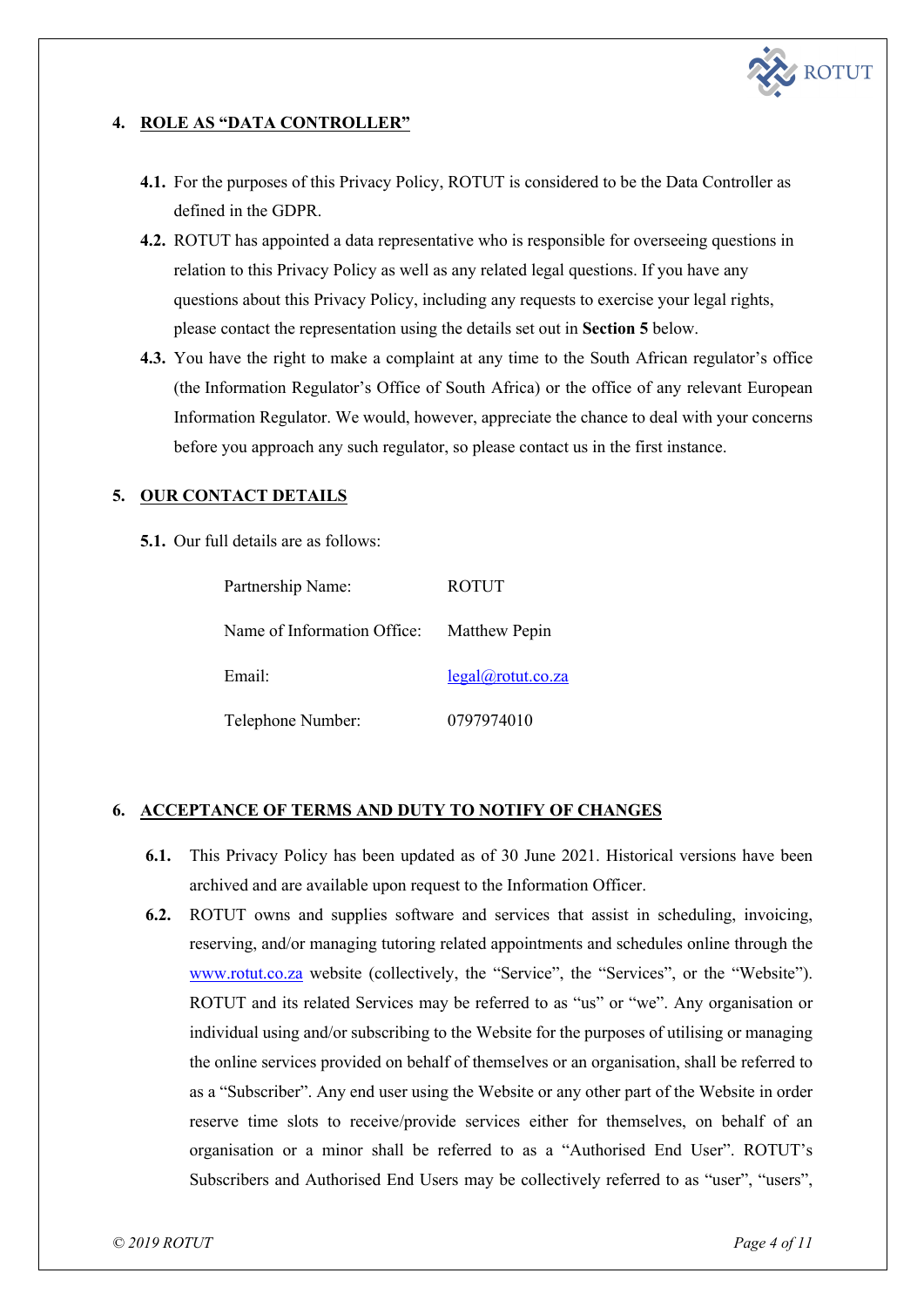## 4. ROLE AS "DATA CONTROLLER"

**4.1.** For the purposes of this Privacy Policy, ROTUT is considered to be the Data Controller as defined in the GDPR.

**4.2.** ROTUT has appointed a data representative who is responsible for overseeing questions in relation to this Privacy Policy as well as any related legal questions. If you have any questions about this Privacy Policy, including any requests to exercise your legal rights, please contact the representation using the details set out in **Section 5** below.

**4.3.** You have the right to make a complaint at any time to the South African regulator's office (the Information Regulator's Office of South Africa) or the office of any relevant European Information Regulator. We would, however, appreciate the chance to deal with your concerns before you approach any such regulator, so please contact us in the first instance.

## 5. OUR CONTACT DETAILS

**5.1.** Our full details are as follows:

| | |
|---|---|
| Partnership Name: | ROTUT |
| Name of Information Office: | Matthew Pepin |
| Email: | legal@rotut.co.za |
| Telephone Number: | 0797974010 |

## 6. ACCEPTANCE OF TERMS AND DUTY TO NOTIFY OF CHANGES

**6.1.** This Privacy Policy has been updated as of 30 June 2021. Historical versions have been archived and are available upon request to the Information Officer.

**6.2.** ROTUT owns and supplies software and services that assist in scheduling, invoicing, reserving, and/or managing tutoring related appointments and schedules online through the www.rotut.co.za website (collectively, the "Service", the "Services", or the "Website"). ROTUT and its related Services may be referred to as "us" or "we". Any organisation or individual using and/or subscribing to the Website for the purposes of utilising or managing the online services provided on behalf of themselves or an organisation, shall be referred to as a "Subscriber". Any end user using the Website or any other part of the Website in order reserve time slots to receive/provide services either for themselves, on behalf of an organisation or a minor shall be referred to as a "Authorised End User". ROTUT's Subscribers and Authorised End Users may be collectively referred to as "user", "users",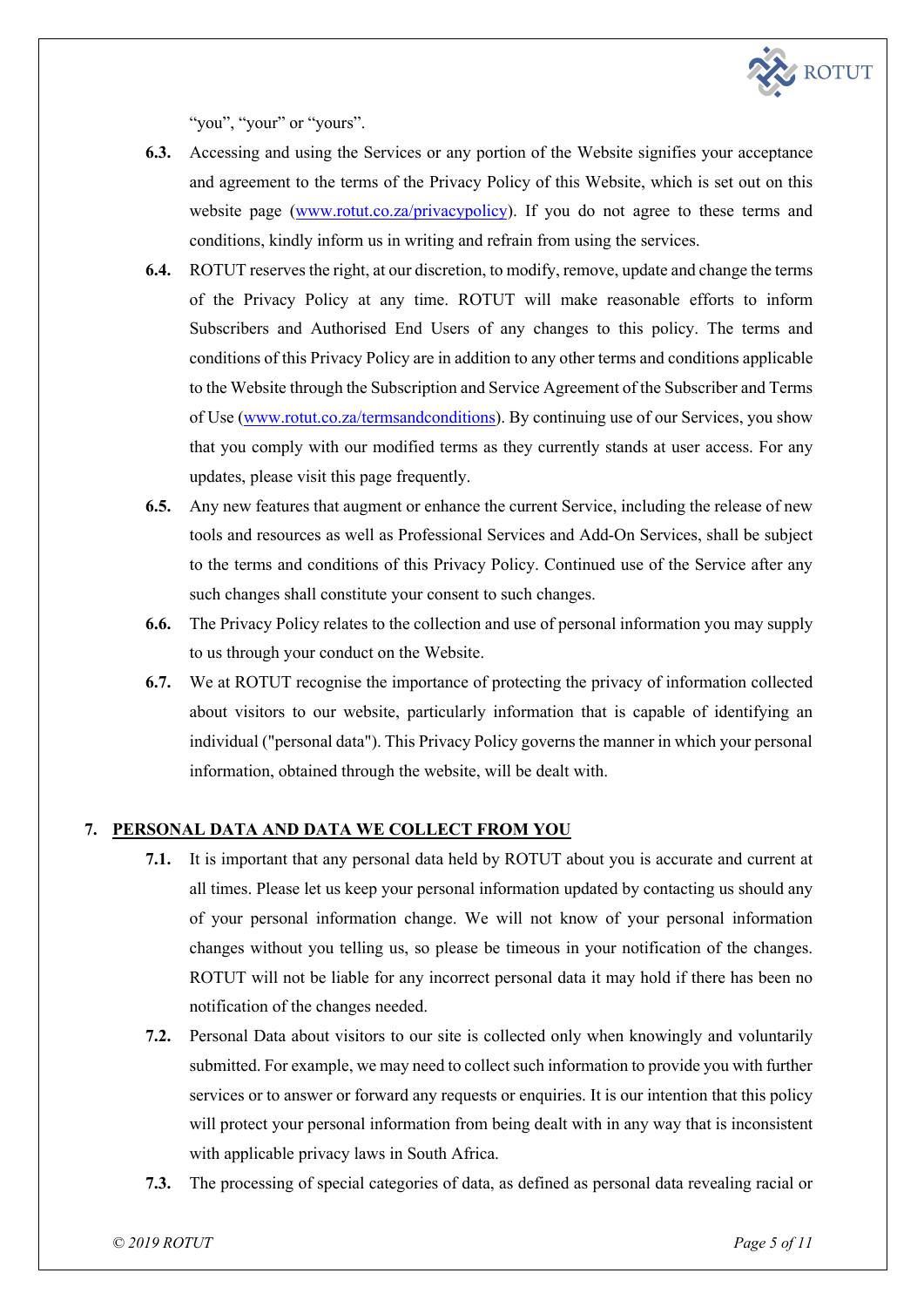"you", "your" or "yours".

**6.3.** Accessing and using the Services or any portion of the Website signifies your acceptance and agreement to the terms of the Privacy Policy of this Website, which is set out on this website page ([www.rotut.co.za/privacypolicy](www.rotut.co.za/privacypolicy)). If you do not agree to these terms and conditions, kindly inform us in writing and refrain from using the services.

**6.4.** ROTUT reserves the right, at our discretion, to modify, remove, update and change the terms of the Privacy Policy at any time. ROTUT will make reasonable efforts to inform Subscribers and Authorised End Users of any changes to this policy. The terms and conditions of this Privacy Policy are in addition to any other terms and conditions applicable to the Website through the Subscription and Service Agreement of the Subscriber and Terms of Use ([www.rotut.co.za/termsandconditions](www.rotut.co.za/termsandconditions)). By continuing use of our Services, you show that you comply with our modified terms as they currently stands at user access. For any updates, please visit this page frequently.

**6.5.** Any new features that augment or enhance the current Service, including the release of new tools and resources as well as Professional Services and Add-On Services, shall be subject to the terms and conditions of this Privacy Policy. Continued use of the Service after any such changes shall constitute your consent to such changes.

**6.6.** The Privacy Policy relates to the collection and use of personal information you may supply to us through your conduct on the Website.

**6.7.** We at ROTUT recognise the importance of protecting the privacy of information collected about visitors to our website, particularly information that is capable of identifying an individual ("personal data"). This Privacy Policy governs the manner in which your personal information, obtained through the website, will be dealt with.

## 7. PERSONAL DATA AND DATA WE COLLECT FROM YOU

**7.1.** It is important that any personal data held by ROTUT about you is accurate and current at all times. Please let us keep your personal information updated by contacting us should any of your personal information change. We will not know of your personal information changes without you telling us, so please be timeous in your notification of the changes. ROTUT will not be liable for any incorrect personal data it may hold if there has been no notification of the changes needed.

**7.2.** Personal Data about visitors to our site is collected only when knowingly and voluntarily submitted. For example, we may need to collect such information to provide you with further services or to answer or forward any requests or enquiries. It is our intention that this policy will protect your personal information from being dealt with in any way that is inconsistent with applicable privacy laws in South Africa.

**7.3.** The processing of special categories of data, as defined as personal data revealing racial or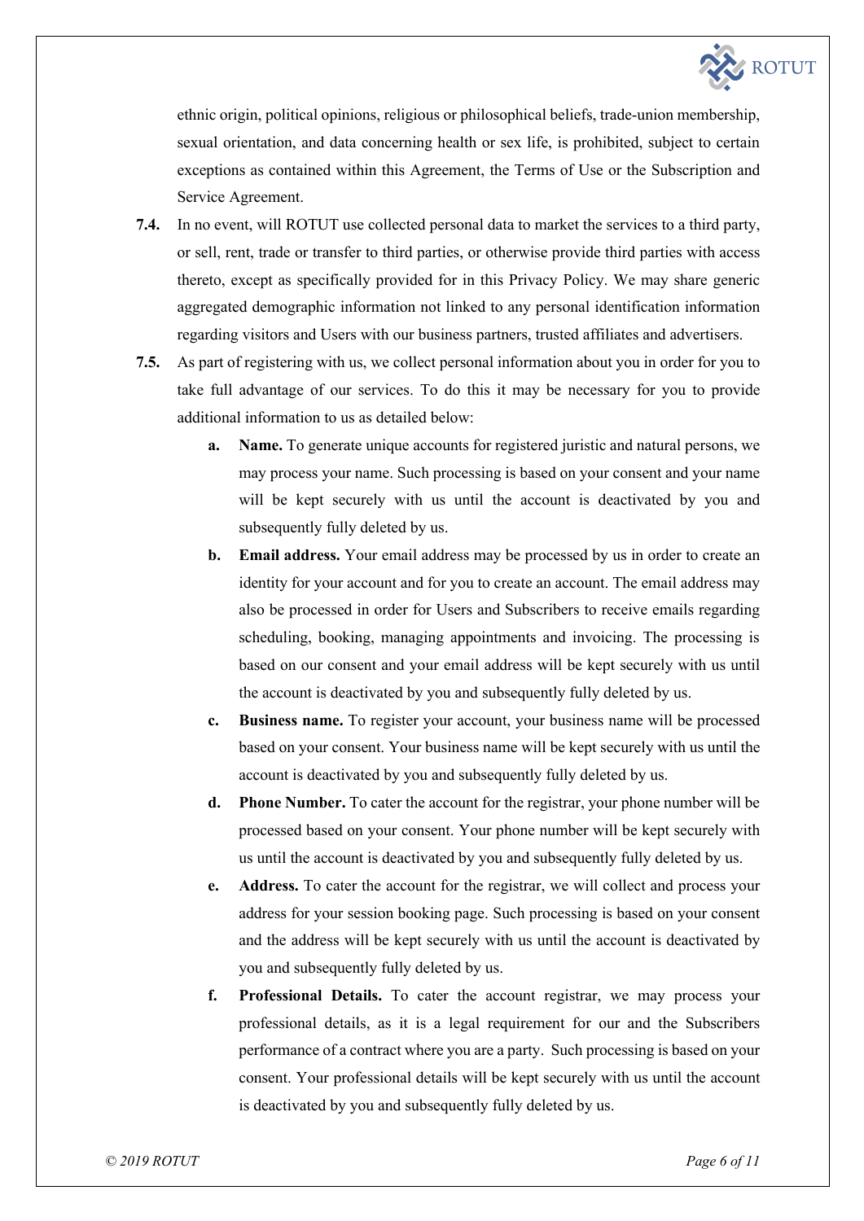ethnic origin, political opinions, religious or philosophical beliefs, trade-union membership, sexual orientation, and data concerning health or sex life, is prohibited, subject to certain exceptions as contained within this Agreement, the Terms of Use or the Subscription and Service Agreement.

**7.4.** In no event, will ROTUT use collected personal data to market the services to a third party, or sell, rent, trade or transfer to third parties, or otherwise provide third parties with access thereto, except as specifically provided for in this Privacy Policy. We may share generic aggregated demographic information not linked to any personal identification information regarding visitors and Users with our business partners, trusted affiliates and advertisers.

**7.5.** As part of registering with us, we collect personal information about you in order for you to take full advantage of our services. To do this it may be necessary for you to provide additional information to us as detailed below:

- **a. Name.** To generate unique accounts for registered juristic and natural persons, we may process your name. Such processing is based on your consent and your name will be kept securely with us until the account is deactivated by you and subsequently fully deleted by us.
- **b. Email address.** Your email address may be processed by us in order to create an identity for your account and for you to create an account. The email address may also be processed in order for Users and Subscribers to receive emails regarding scheduling, booking, managing appointments and invoicing. The processing is based on our consent and your email address will be kept securely with us until the account is deactivated by you and subsequently fully deleted by us.
- **c. Business name.** To register your account, your business name will be processed based on your consent. Your business name will be kept securely with us until the account is deactivated by you and subsequently fully deleted by us.
- **d. Phone Number.** To cater the account for the registrar, your phone number will be processed based on your consent. Your phone number will be kept securely with us until the account is deactivated by you and subsequently fully deleted by us.
- **e. Address.** To cater the account for the registrar, we will collect and process your address for your session booking page. Such processing is based on your consent and the address will be kept securely with us until the account is deactivated by you and subsequently fully deleted by us.
- **f. Professional Details.** To cater the account registrar, we may process your professional details, as it is a legal requirement for our and the Subscribers performance of a contract where you are a party. Such processing is based on your consent. Your professional details will be kept securely with us until the account is deactivated by you and subsequently fully deleted by us.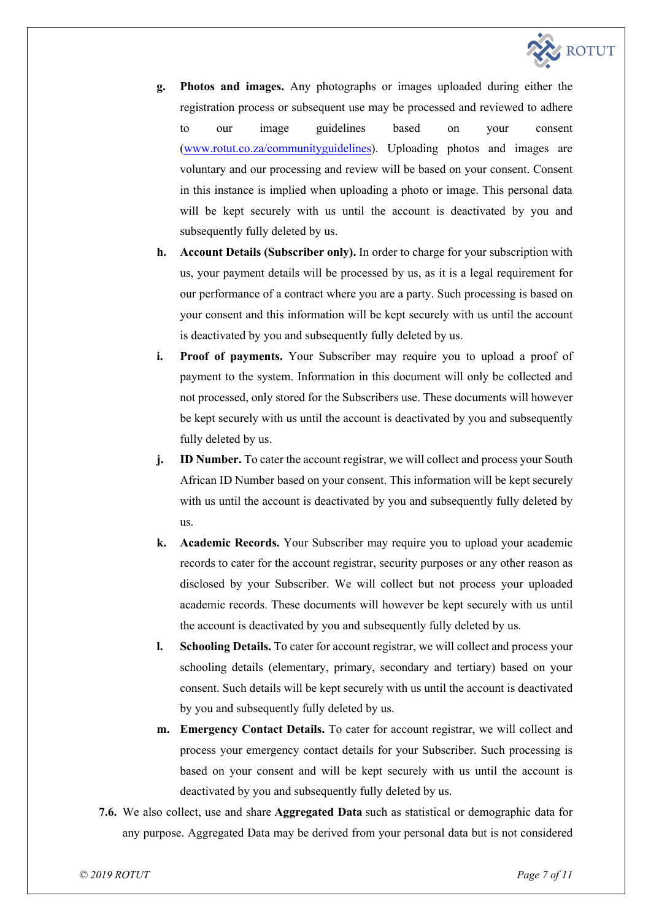- **g. Photos and images.** Any photographs or images uploaded during either the registration process or subsequent use may be processed and reviewed to adhere to our image guidelines based on your consent (www.rotut.co.za/communityguidelines). Uploading photos and images are voluntary and our processing and review will be based on your consent. Consent in this instance is implied when uploading a photo or image. This personal data will be kept securely with us until the account is deactivated by you and subsequently fully deleted by us.
- **h. Account Details (Subscriber only).** In order to charge for your subscription with us, your payment details will be processed by us, as it is a legal requirement for our performance of a contract where you are a party. Such processing is based on your consent and this information will be kept securely with us until the account is deactivated by you and subsequently fully deleted by us.
- **i. Proof of payments.** Your Subscriber may require you to upload a proof of payment to the system. Information in this document will only be collected and not processed, only stored for the Subscribers use. These documents will however be kept securely with us until the account is deactivated by you and subsequently fully deleted by us.
- **j. ID Number.** To cater the account registrar, we will collect and process your South African ID Number based on your consent. This information will be kept securely with us until the account is deactivated by you and subsequently fully deleted by us.
- **k. Academic Records.** Your Subscriber may require you to upload your academic records to cater for the account registrar, security purposes or any other reason as disclosed by your Subscriber. We will collect but not process your uploaded academic records. These documents will however be kept securely with us until the account is deactivated by you and subsequently fully deleted by us.
- **l. Schooling Details.** To cater for account registrar, we will collect and process your schooling details (elementary, primary, secondary and tertiary) based on your consent. Such details will be kept securely with us until the account is deactivated by you and subsequently fully deleted by us.
- **m. Emergency Contact Details.** To cater for account registrar, we will collect and process your emergency contact details for your Subscriber. Such processing is based on your consent and will be kept securely with us until the account is deactivated by you and subsequently fully deleted by us.

**7.6.** We also collect, use and share **Aggregated Data** such as statistical or demographic data for any purpose. Aggregated Data may be derived from your personal data but is not considered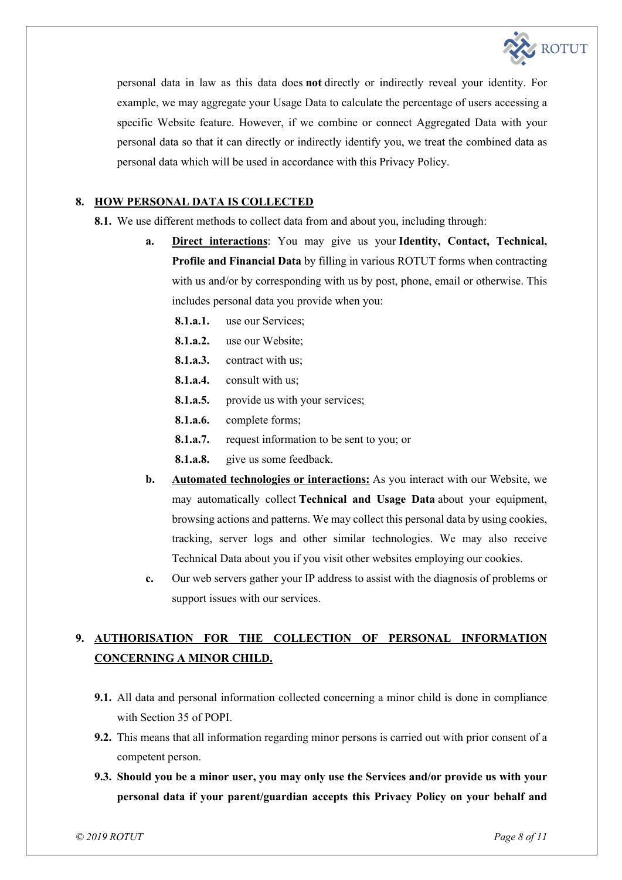personal data in law as this data does **not** directly or indirectly reveal your identity. For example, we may aggregate your Usage Data to calculate the percentage of users accessing a specific Website feature. However, if we combine or connect Aggregated Data with your personal data so that it can directly or indirectly identify you, we treat the combined data as personal data which will be used in accordance with this Privacy Policy.

## 8. HOW PERSONAL DATA IS COLLECTED

**8.1.** We use different methods to collect data from and about you, including through:

**a.** **Direct interactions**: You may give us your **Identity, Contact, Technical, Profile and Financial Data** by filling in various ROTUT forms when contracting with us and/or by corresponding with us by post, phone, email or otherwise. This includes personal data you provide when you:

**8.1.a.1.** use our Services;

**8.1.a.2.** use our Website;

**8.1.a.3.** contract with us;

**8.1.a.4.** consult with us;

**8.1.a.5.** provide us with your services;

**8.1.a.6.** complete forms;

**8.1.a.7.** request information to be sent to you; or

**8.1.a.8.** give us some feedback.

**b.** **Automated technologies or interactions:** As you interact with our Website, we may automatically collect **Technical and Usage Data** about your equipment, browsing actions and patterns. We may collect this personal data by using cookies, tracking, server logs and other similar technologies. We may also receive Technical Data about you if you visit other websites employing our cookies.

**c.** Our web servers gather your IP address to assist with the diagnosis of problems or support issues with our services.

## 9. AUTHORISATION FOR THE COLLECTION OF PERSONAL INFORMATION CONCERNING A MINOR CHILD.

**9.1.** All data and personal information collected concerning a minor child is done in compliance with Section 35 of POPI.

**9.2.** This means that all information regarding minor persons is carried out with prior consent of a competent person.

**9.3. Should you be a minor user, you may only use the Services and/or provide us with your personal data if your parent/guardian accepts this Privacy Policy on your behalf and**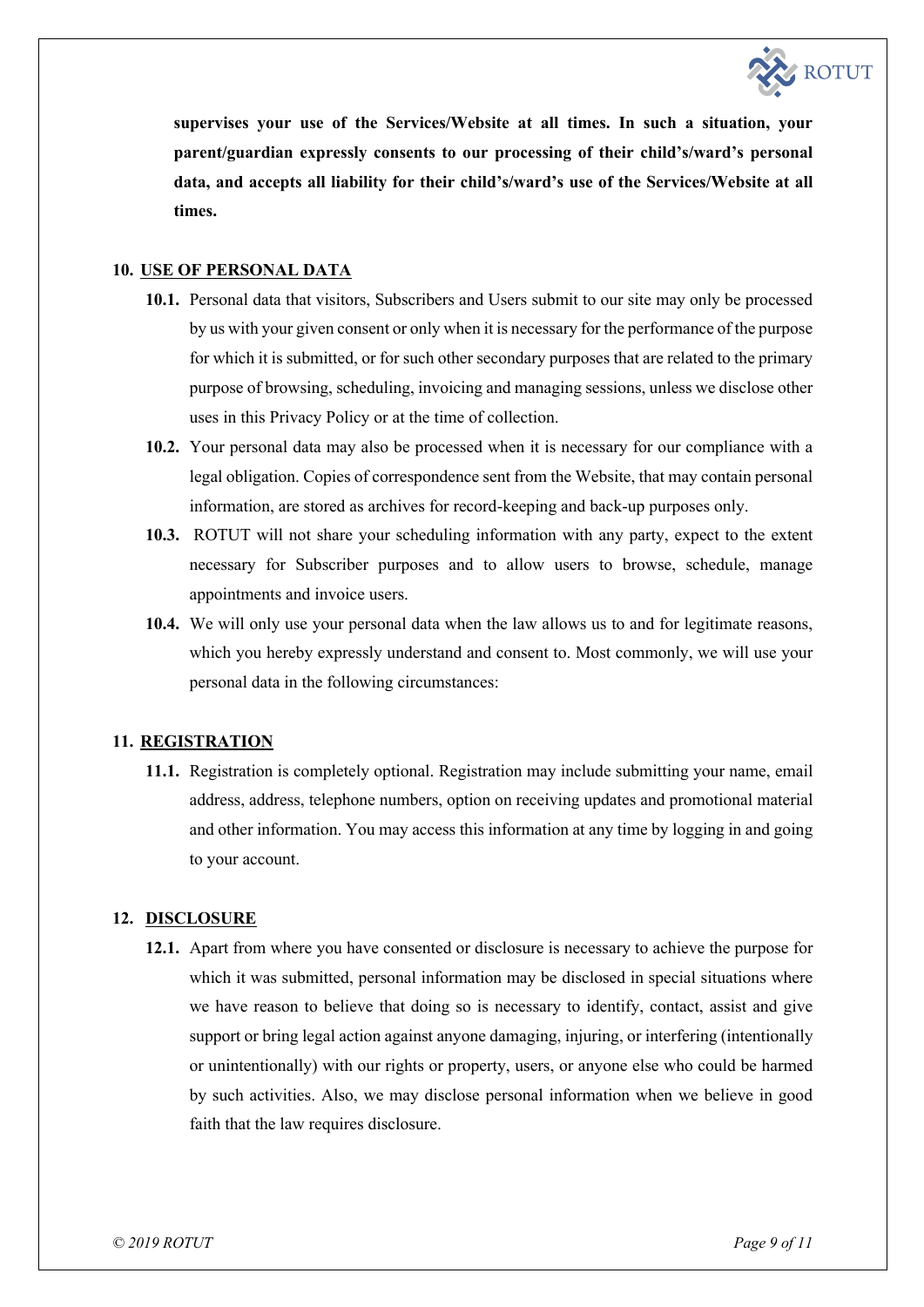**supervises your use of the Services/Website at all times. In such a situation, your parent/guardian expressly consents to our processing of their child's/ward's personal data, and accepts all liability for their child's/ward's use of the Services/Website at all times.**

## 10. USE OF PERSONAL DATA

**10.1.** Personal data that visitors, Subscribers and Users submit to our site may only be processed by us with your given consent or only when it is necessary for the performance of the purpose for which it is submitted, or for such other secondary purposes that are related to the primary purpose of browsing, scheduling, invoicing and managing sessions, unless we disclose other uses in this Privacy Policy or at the time of collection.

**10.2.** Your personal data may also be processed when it is necessary for our compliance with a legal obligation. Copies of correspondence sent from the Website, that may contain personal information, are stored as archives for record-keeping and back-up purposes only.

**10.3.** ROTUT will not share your scheduling information with any party, expect to the extent necessary for Subscriber purposes and to allow users to browse, schedule, manage appointments and invoice users.

**10.4.** We will only use your personal data when the law allows us to and for legitimate reasons, which you hereby expressly understand and consent to. Most commonly, we will use your personal data in the following circumstances:

## 11. REGISTRATION

**11.1.** Registration is completely optional. Registration may include submitting your name, email address, address, telephone numbers, option on receiving updates and promotional material and other information. You may access this information at any time by logging in and going to your account.

## 12. DISCLOSURE

**12.1.** Apart from where you have consented or disclosure is necessary to achieve the purpose for which it was submitted, personal information may be disclosed in special situations where we have reason to believe that doing so is necessary to identify, contact, assist and give support or bring legal action against anyone damaging, injuring, or interfering (intentionally or unintentionally) with our rights or property, users, or anyone else who could be harmed by such activities. Also, we may disclose personal information when we believe in good faith that the law requires disclosure.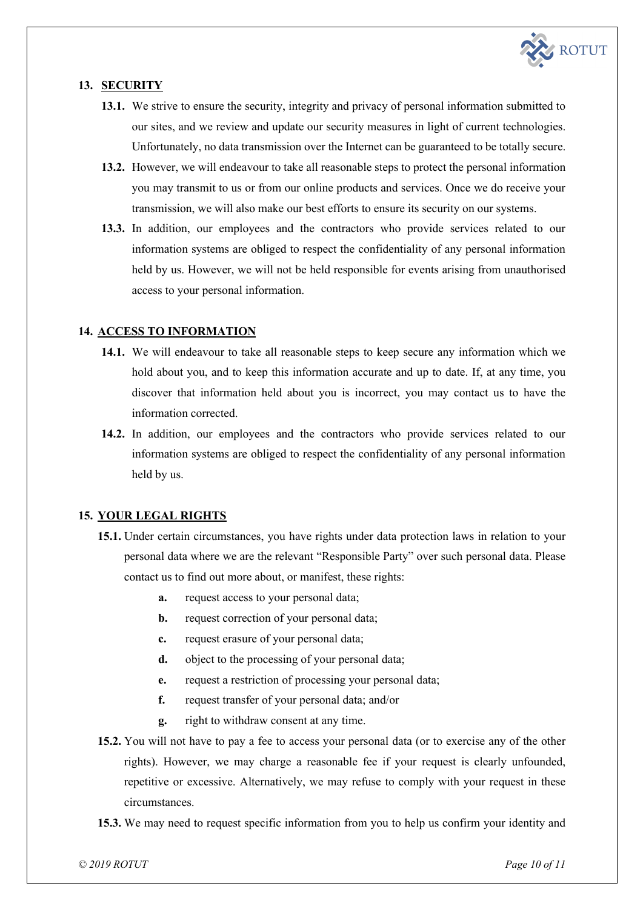## 13. SECURITY

**13.1.** We strive to ensure the security, integrity and privacy of personal information submitted to our sites, and we review and update our security measures in light of current technologies. Unfortunately, no data transmission over the Internet can be guaranteed to be totally secure.

**13.2.** However, we will endeavour to take all reasonable steps to protect the personal information you may transmit to us or from our online products and services. Once we do receive your transmission, we will also make our best efforts to ensure its security on our systems.

**13.3.** In addition, our employees and the contractors who provide services related to our information systems are obliged to respect the confidentiality of any personal information held by us. However, we will not be held responsible for events arising from unauthorised access to your personal information.

## 14. ACCESS TO INFORMATION

**14.1.** We will endeavour to take all reasonable steps to keep secure any information which we hold about you, and to keep this information accurate and up to date. If, at any time, you discover that information held about you is incorrect, you may contact us to have the information corrected.

**14.2.** In addition, our employees and the contractors who provide services related to our information systems are obliged to respect the confidentiality of any personal information held by us.

## 15. YOUR LEGAL RIGHTS

**15.1.** Under certain circumstances, you have rights under data protection laws in relation to your personal data where we are the relevant "Responsible Party" over such personal data. Please contact us to find out more about, or manifest, these rights:

- **a.** request access to your personal data;
- **b.** request correction of your personal data;
- **c.** request erasure of your personal data;
- **d.** object to the processing of your personal data;
- **e.** request a restriction of processing your personal data;
- **f.** request transfer of your personal data; and/or
- **g.** right to withdraw consent at any time.

**15.2.** You will not have to pay a fee to access your personal data (or to exercise any of the other rights). However, we may charge a reasonable fee if your request is clearly unfounded, repetitive or excessive. Alternatively, we may refuse to comply with your request in these circumstances.

**15.3.** We may need to request specific information from you to help us confirm your identity and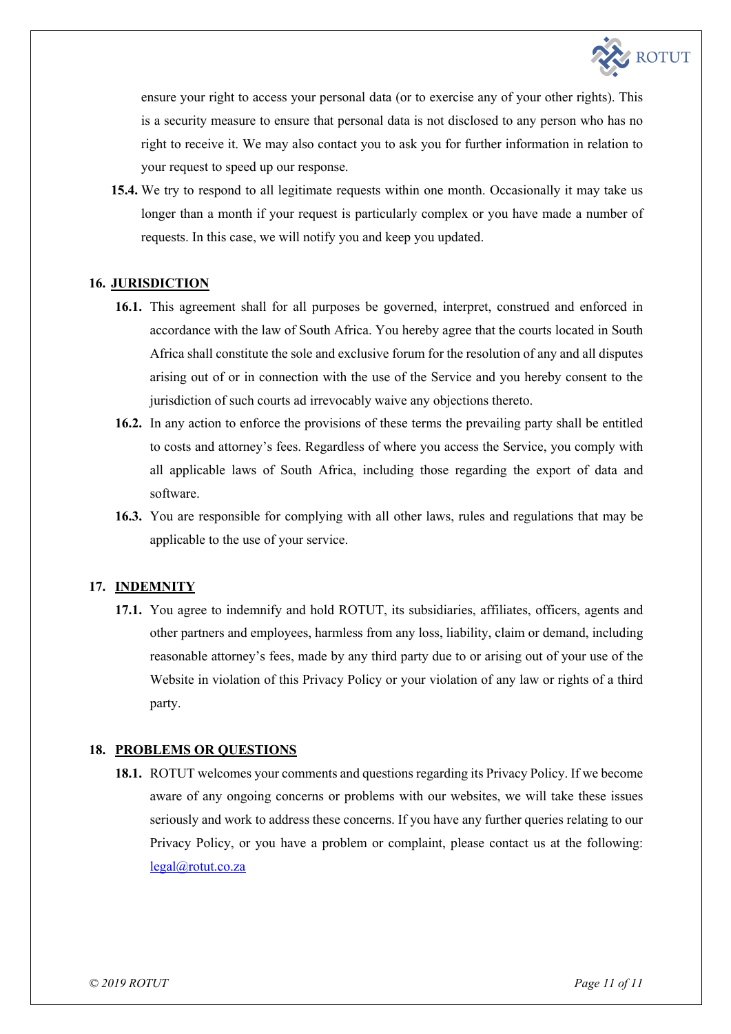ensure your right to access your personal data (or to exercise any of your other rights). This is a security measure to ensure that personal data is not disclosed to any person who has no right to receive it. We may also contact you to ask you for further information in relation to your request to speed up our response.

**15.4.** We try to respond to all legitimate requests within one month. Occasionally it may take us longer than a month if your request is particularly complex or you have made a number of requests. In this case, we will notify you and keep you updated.

## 16. JURISDICTION

**16.1.** This agreement shall for all purposes be governed, interpret, construed and enforced in accordance with the law of South Africa. You hereby agree that the courts located in South Africa shall constitute the sole and exclusive forum for the resolution of any and all disputes arising out of or in connection with the use of the Service and you hereby consent to the jurisdiction of such courts ad irrevocably waive any objections thereto.

**16.2.** In any action to enforce the provisions of these terms the prevailing party shall be entitled to costs and attorney's fees. Regardless of where you access the Service, you comply with all applicable laws of South Africa, including those regarding the export of data and software.

**16.3.** You are responsible for complying with all other laws, rules and regulations that may be applicable to the use of your service.

## 17. INDEMNITY

**17.1.** You agree to indemnify and hold ROTUT, its subsidiaries, affiliates, officers, agents and other partners and employees, harmless from any loss, liability, claim or demand, including reasonable attorney's fees, made by any third party due to or arising out of your use of the Website in violation of this Privacy Policy or your violation of any law or rights of a third party.

## 18. PROBLEMS OR QUESTIONS

**18.1.** ROTUT welcomes your comments and questions regarding its Privacy Policy. If we become aware of any ongoing concerns or problems with our websites, we will take these issues seriously and work to address these concerns. If you have any further queries relating to our Privacy Policy, or you have a problem or complaint, please contact us at the following: [legal@rotut.co.za](mailto:legal@rotut.co.za)

*© 2019 ROTUT*